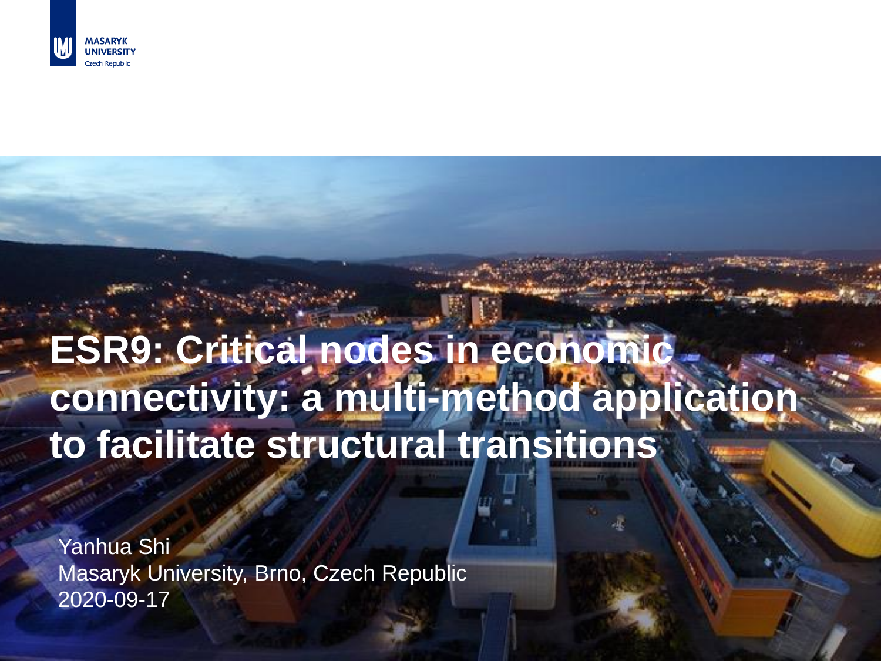MASARYK UNIVERSITY
Czech Republic

# ESR9: Critical nodes in economic connectivity: a multi-method application to facilitate structural transitions

Yanhua Shi
Masaryk University, Brno, Czech Republic
2020-09-17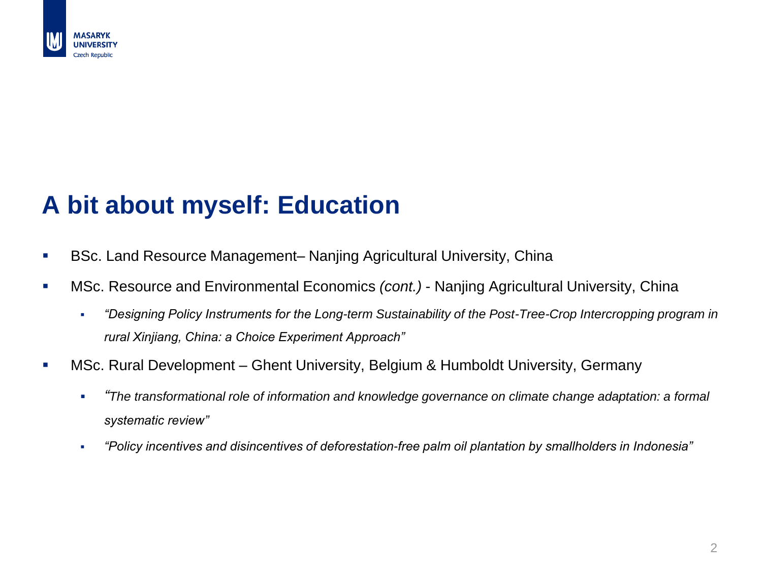# A bit about myself: Education

- BSc. Land Resource Management– Nanjing Agricultural University, China
- MSc. Resource and Environmental Economics *(cont.)* - Nanjing Agricultural University, China
  - *"Designing Policy Instruments for the Long-term Sustainability of the Post-Tree-Crop Intercropping program in rural Xinjiang, China: a Choice Experiment Approach"*
- MSc. Rural Development – Ghent University, Belgium & Humboldt University, Germany
  - *"The transformational role of information and knowledge governance on climate change adaptation: a formal systematic review"*
  - *"Policy incentives and disincentives of deforestation-free palm oil plantation by smallholders in Indonesia"*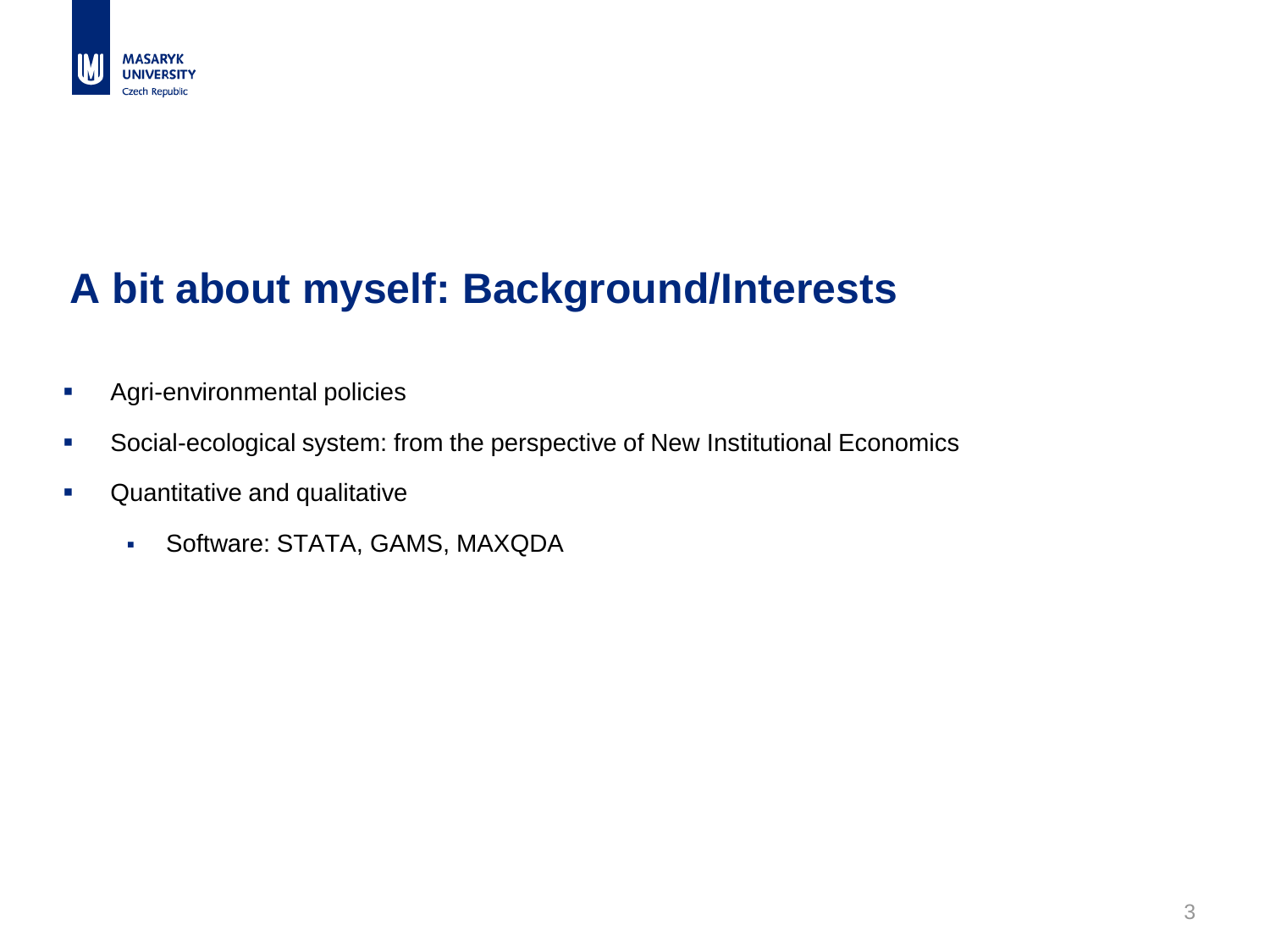# A bit about myself: Background/Interests

- Agri-environmental policies
- Social-ecological system: from the perspective of New Institutional Economics
- Quantitative and qualitative
  - Software: STATA, GAMS, MAXQDA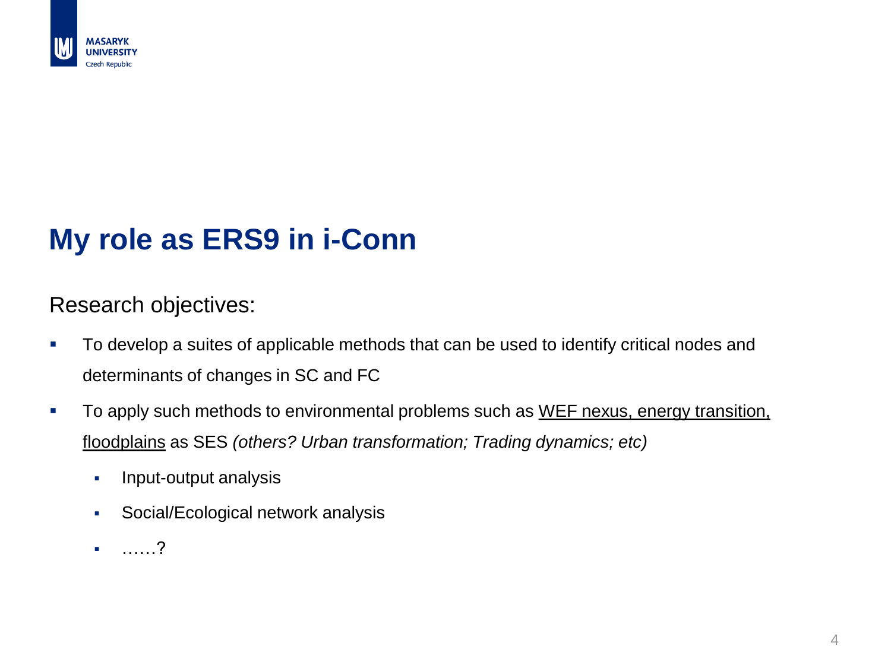# My role as ERS9 in i-Conn

Research objectives:

- To develop a suites of applicable methods that can be used to identify critical nodes and determinants of changes in SC and FC
- To apply such methods to environmental problems such as <u>WEF nexus, energy transition, floodplains</u> as SES *(others? Urban transformation; Trading dynamics; etc)*
  - Input-output analysis
  - Social/Ecological network analysis
  - ……?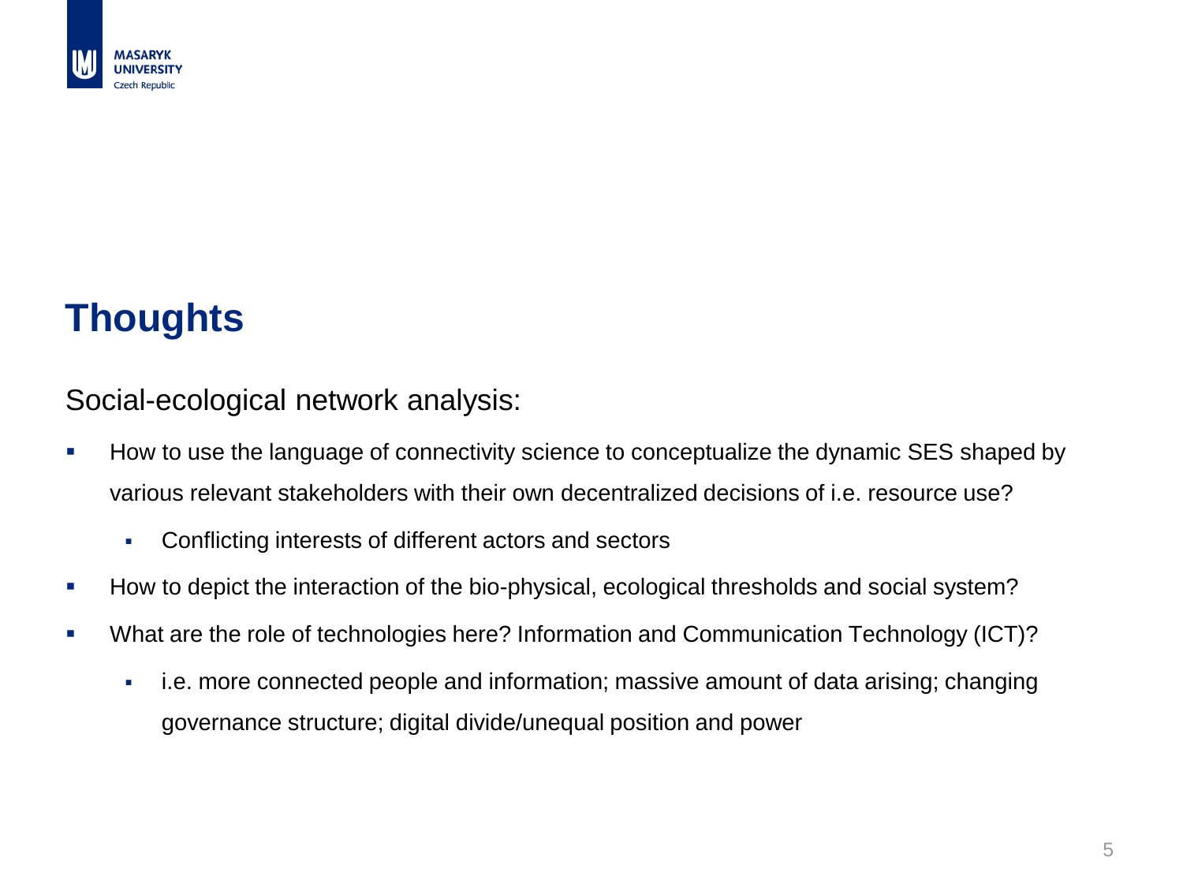# Thoughts

Social-ecological network analysis:

- How to use the language of connectivity science to conceptualize the dynamic SES shaped by various relevant stakeholders with their own decentralized decisions of i.e. resource use?
  - Conflicting interests of different actors and sectors
- How to depict the interaction of the bio-physical, ecological thresholds and social system?
- What are the role of technologies here? Information and Communication Technology (ICT)?
  - i.e. more connected people and information; massive amount of data arising; changing governance structure; digital divide/unequal position and power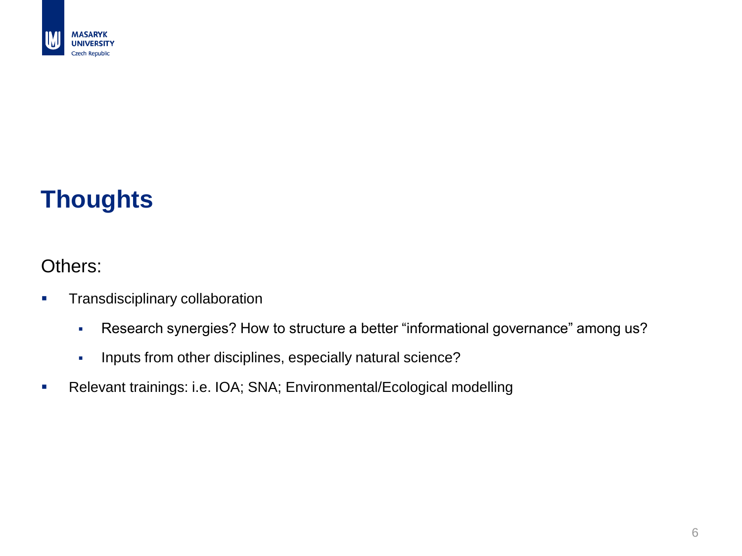# Thoughts

Others:

- Transdisciplinary collaboration
  - Research synergies? How to structure a better "informational governance" among us?
  - Inputs from other disciplines, especially natural science?
- Relevant trainings: i.e. IOA; SNA; Environmental/Ecological modelling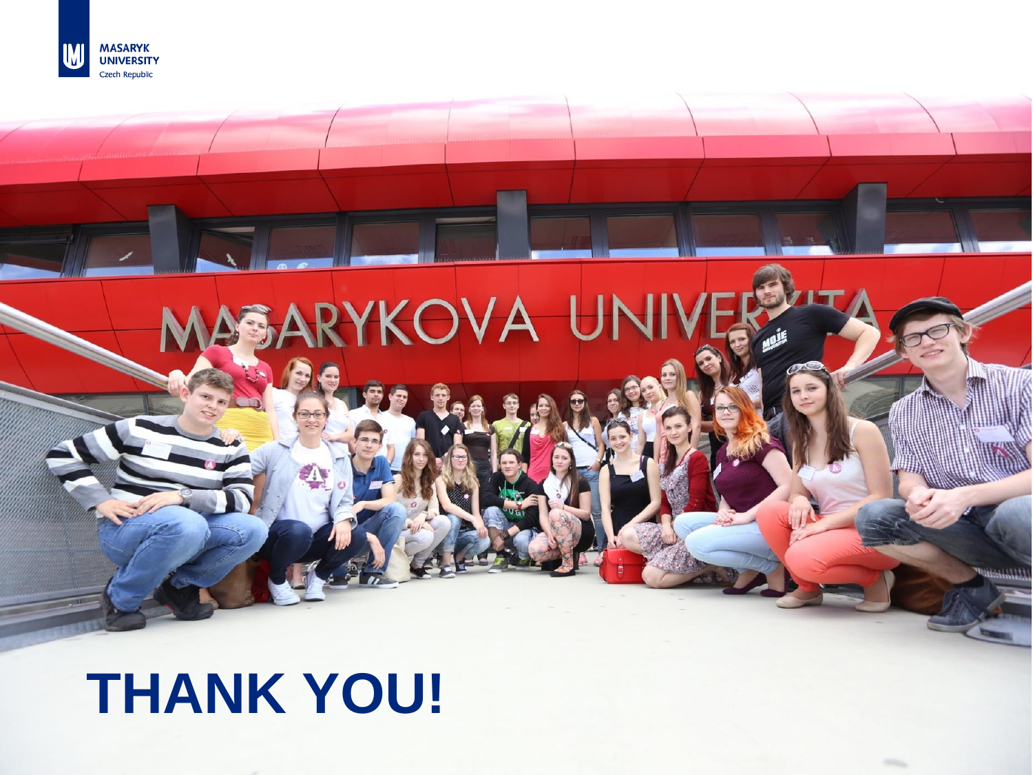# THANK YOU!